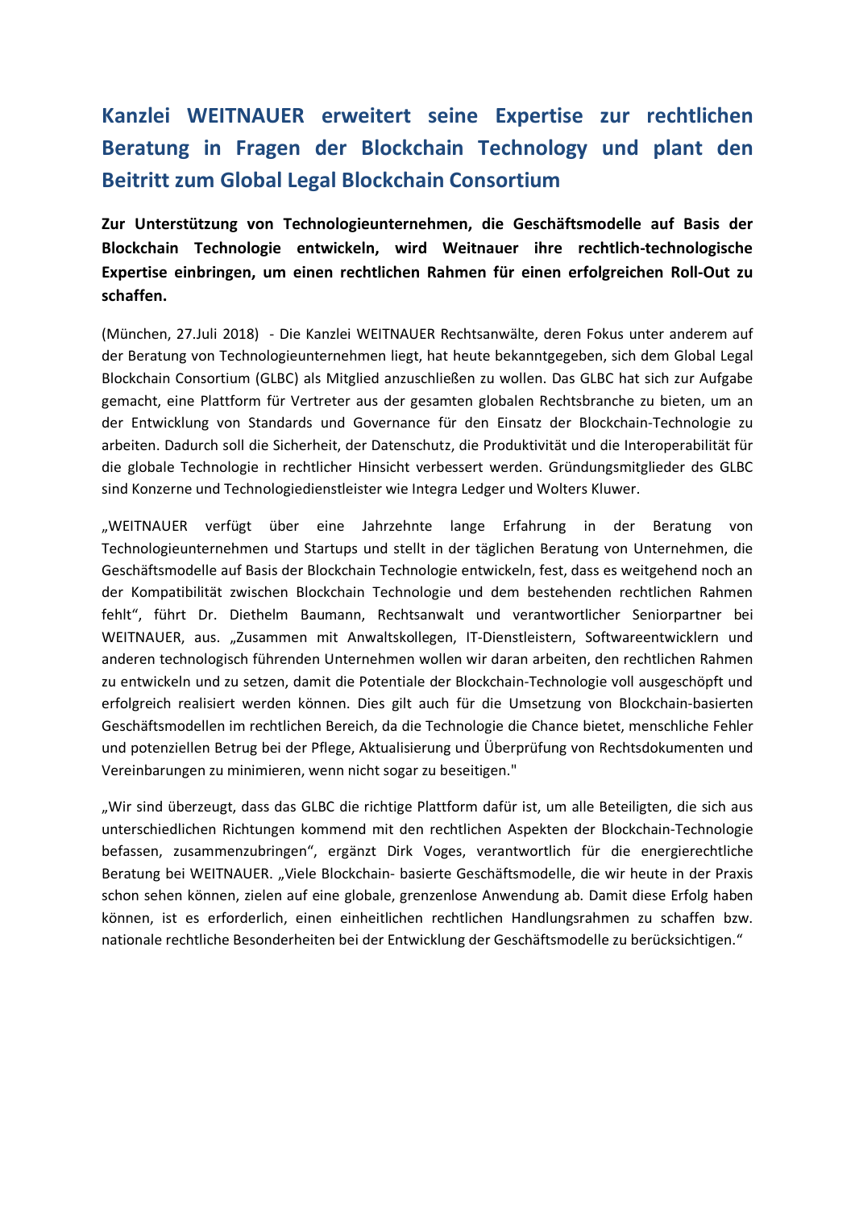# Kanzlei WEITNAUER erweitert seine Expertise zur rechtlichen Beratung in Fragen der Blockchain Technology und plant den Beitritt zum Global Legal Blockchain Consortium

**Zur Unterstützung von Technologieunternehmen, die Geschäftsmodelle auf Basis der Blockchain Technologie entwickeln, wird Weitnauer ihre rechtlich-technologische Expertise einbringen, um einen rechtlichen Rahmen für einen erfolgreichen Roll-Out zu schaffen.**

(München, 27.Juli 2018) - Die Kanzlei WEITNAUER Rechtsanwälte, deren Fokus unter anderem auf der Beratung von Technologieunternehmen liegt, hat heute bekanntgegeben, sich dem Global Legal Blockchain Consortium (GLBC) als Mitglied anzuschließen zu wollen. Das GLBC hat sich zur Aufgabe gemacht, eine Plattform für Vertreter aus der gesamten globalen Rechtsbranche zu bieten, um an der Entwicklung von Standards und Governance für den Einsatz der Blockchain-Technologie zu arbeiten. Dadurch soll die Sicherheit, der Datenschutz, die Produktivität und die Interoperabilität für die globale Technologie in rechtlicher Hinsicht verbessert werden. Gründungsmitglieder des GLBC sind Konzerne und Technologiedienstleister wie Integra Ledger und Wolters Kluwer.

„WEITNAUER verfügt über eine Jahrzehnte lange Erfahrung in der Beratung von Technologieunternehmen und Startups und stellt in der täglichen Beratung von Unternehmen, die Geschäftsmodelle auf Basis der Blockchain Technologie entwickeln, fest, dass es weitgehend noch an der Kompatibilität zwischen Blockchain Technologie und dem bestehenden rechtlichen Rahmen fehlt", führt Dr. Diethelm Baumann, Rechtsanwalt und verantwortlicher Seniorpartner bei WEITNAUER, aus. „Zusammen mit Anwaltskollegen, IT-Dienstleistern, Softwareentwicklern und anderen technologisch führenden Unternehmen wollen wir daran arbeiten, den rechtlichen Rahmen zu entwickeln und zu setzen, damit die Potentiale der Blockchain-Technologie voll ausgeschöpft und erfolgreich realisiert werden können. Dies gilt auch für die Umsetzung von Blockchain-basierten Geschäftsmodellen im rechtlichen Bereich, da die Technologie die Chance bietet, menschliche Fehler und potenziellen Betrug bei der Pflege, Aktualisierung und Überprüfung von Rechtsdokumenten und Vereinbarungen zu minimieren, wenn nicht sogar zu beseitigen."

„Wir sind überzeugt, dass das GLBC die richtige Plattform dafür ist, um alle Beteiligten, die sich aus unterschiedlichen Richtungen kommend mit den rechtlichen Aspekten der Blockchain-Technologie befassen, zusammenzubringen", ergänzt Dirk Voges, verantwortlich für die energierechtliche Beratung bei WEITNAUER. „Viele Blockchain- basierte Geschäftsmodelle, die wir heute in der Praxis schon sehen können, zielen auf eine globale, grenzenlose Anwendung ab. Damit diese Erfolg haben können, ist es erforderlich, einen einheitlichen rechtlichen Handlungsrahmen zu schaffen bzw. nationale rechtliche Besonderheiten bei der Entwicklung der Geschäftsmodelle zu berücksichtigen."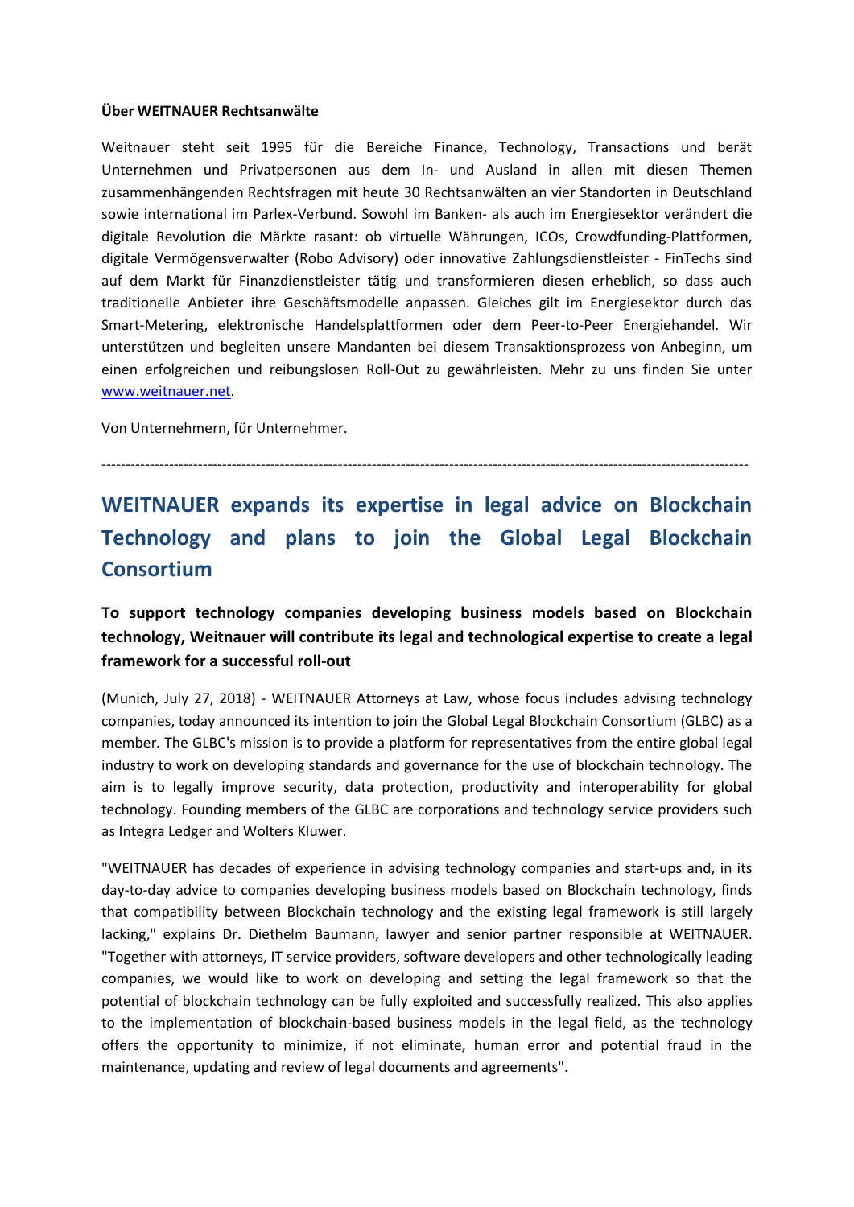**Über WEITNAUER Rechtsanwälte**

Weitnauer steht seit 1995 für die Bereiche Finance, Technology, Transactions und berät Unternehmen und Privatpersonen aus dem In- und Ausland in allen mit diesen Themen zusammenhängenden Rechtsfragen mit heute 30 Rechtsanwälten an vier Standorten in Deutschland sowie international im Parlex-Verbund. Sowohl im Banken- als auch im Energiesektor verändert die digitale Revolution die Märkte rasant: ob virtuelle Währungen, ICOs, Crowdfunding-Plattformen, digitale Vermögensverwalter (Robo Advisory) oder innovative Zahlungsdienstleister - FinTechs sind auf dem Markt für Finanzdienstleister tätig und transformieren diesen erheblich, so dass auch traditionelle Anbieter ihre Geschäftsmodelle anpassen. Gleiches gilt im Energiesektor durch das Smart-Metering, elektronische Handelsplattformen oder dem Peer-to-Peer Energiehandel. Wir unterstützen und begleiten unsere Mandanten bei diesem Transaktionsprozess von Anbeginn, um einen erfolgreichen und reibungslosen Roll-Out zu gewährleisten. Mehr zu uns finden Sie unter [www.weitnauer.net](http://www.weitnauer.net).

Von Unternehmern, für Unternehmer.

---

# WEITNAUER expands its expertise in legal advice on Blockchain Technology and plans to join the Global Legal Blockchain Consortium

### To support technology companies developing business models based on Blockchain technology, Weitnauer will contribute its legal and technological expertise to create a legal framework for a successful roll-out

(Munich, July 27, 2018) - WEITNAUER Attorneys at Law, whose focus includes advising technology companies, today announced its intention to join the Global Legal Blockchain Consortium (GLBC) as a member. The GLBC's mission is to provide a platform for representatives from the entire global legal industry to work on developing standards and governance for the use of blockchain technology. The aim is to legally improve security, data protection, productivity and interoperability for global technology. Founding members of the GLBC are corporations and technology service providers such as Integra Ledger and Wolters Kluwer.

"WEITNAUER has decades of experience in advising technology companies and start-ups and, in its day-to-day advice to companies developing business models based on Blockchain technology, finds that compatibility between Blockchain technology and the existing legal framework is still largely lacking," explains Dr. Diethelm Baumann, lawyer and senior partner responsible at WEITNAUER. "Together with attorneys, IT service providers, software developers and other technologically leading companies, we would like to work on developing and setting the legal framework so that the potential of blockchain technology can be fully exploited and successfully realized. This also applies to the implementation of blockchain-based business models in the legal field, as the technology offers the opportunity to minimize, if not eliminate, human error and potential fraud in the maintenance, updating and review of legal documents and agreements".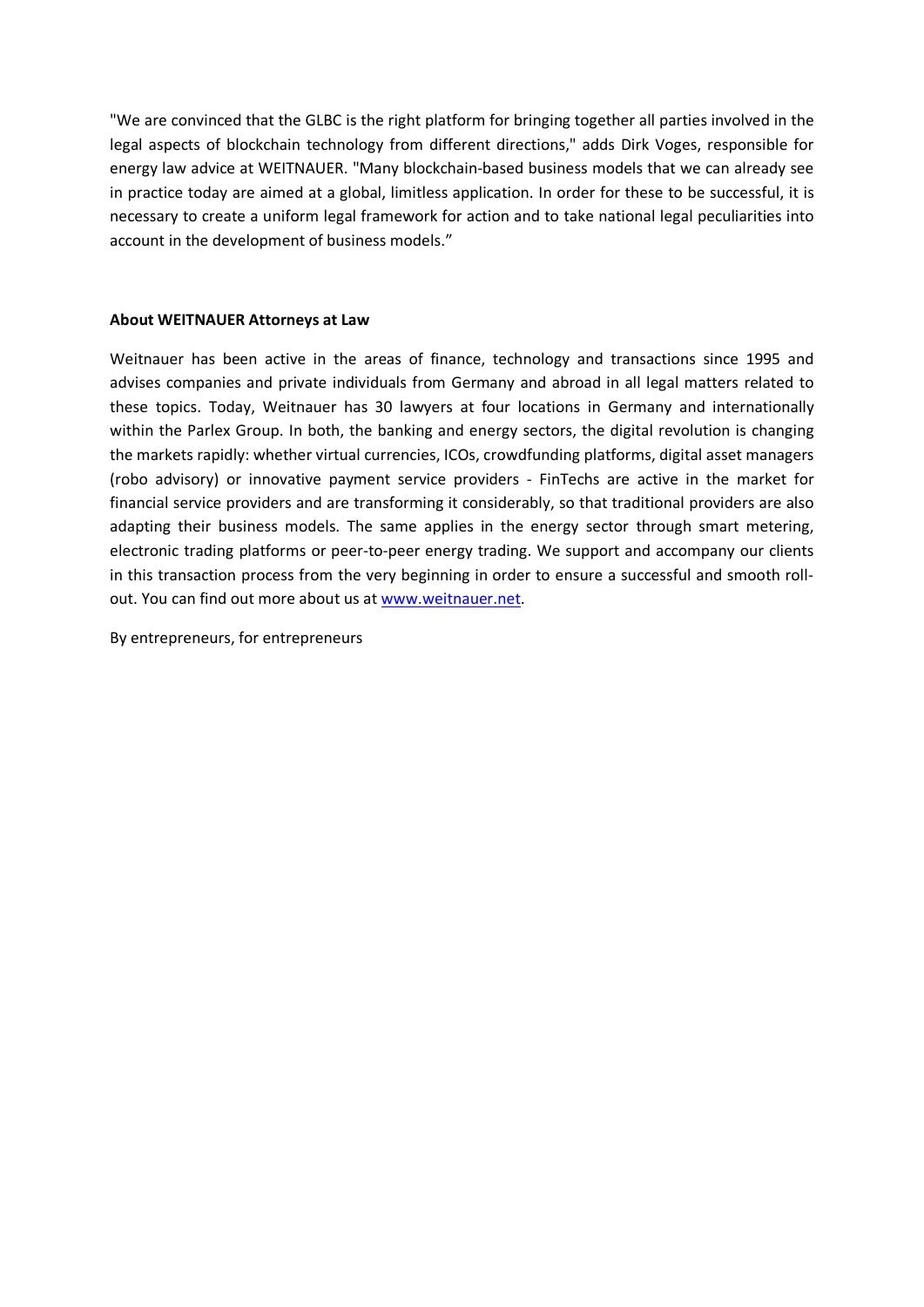"We are convinced that the GLBC is the right platform for bringing together all parties involved in the legal aspects of blockchain technology from different directions," adds Dirk Voges, responsible for energy law advice at WEITNAUER. "Many blockchain-based business models that we can already see in practice today are aimed at a global, limitless application. In order for these to be successful, it is necessary to create a uniform legal framework for action and to take national legal peculiarities into account in the development of business models."

**About WEITNAUER Attorneys at Law**

Weitnauer has been active in the areas of finance, technology and transactions since 1995 and advises companies and private individuals from Germany and abroad in all legal matters related to these topics. Today, Weitnauer has 30 lawyers at four locations in Germany and internationally within the Parlex Group. In both, the banking and energy sectors, the digital revolution is changing the markets rapidly: whether virtual currencies, ICOs, crowdfunding platforms, digital asset managers (robo advisory) or innovative payment service providers - FinTechs are active in the market for financial service providers and are transforming it considerably, so that traditional providers are also adapting their business models. The same applies in the energy sector through smart metering, electronic trading platforms or peer-to-peer energy trading. We support and accompany our clients in this transaction process from the very beginning in order to ensure a successful and smooth roll-out. You can find out more about us at [www.weitnauer.net](http://www.weitnauer.net).

By entrepreneurs, for entrepreneurs